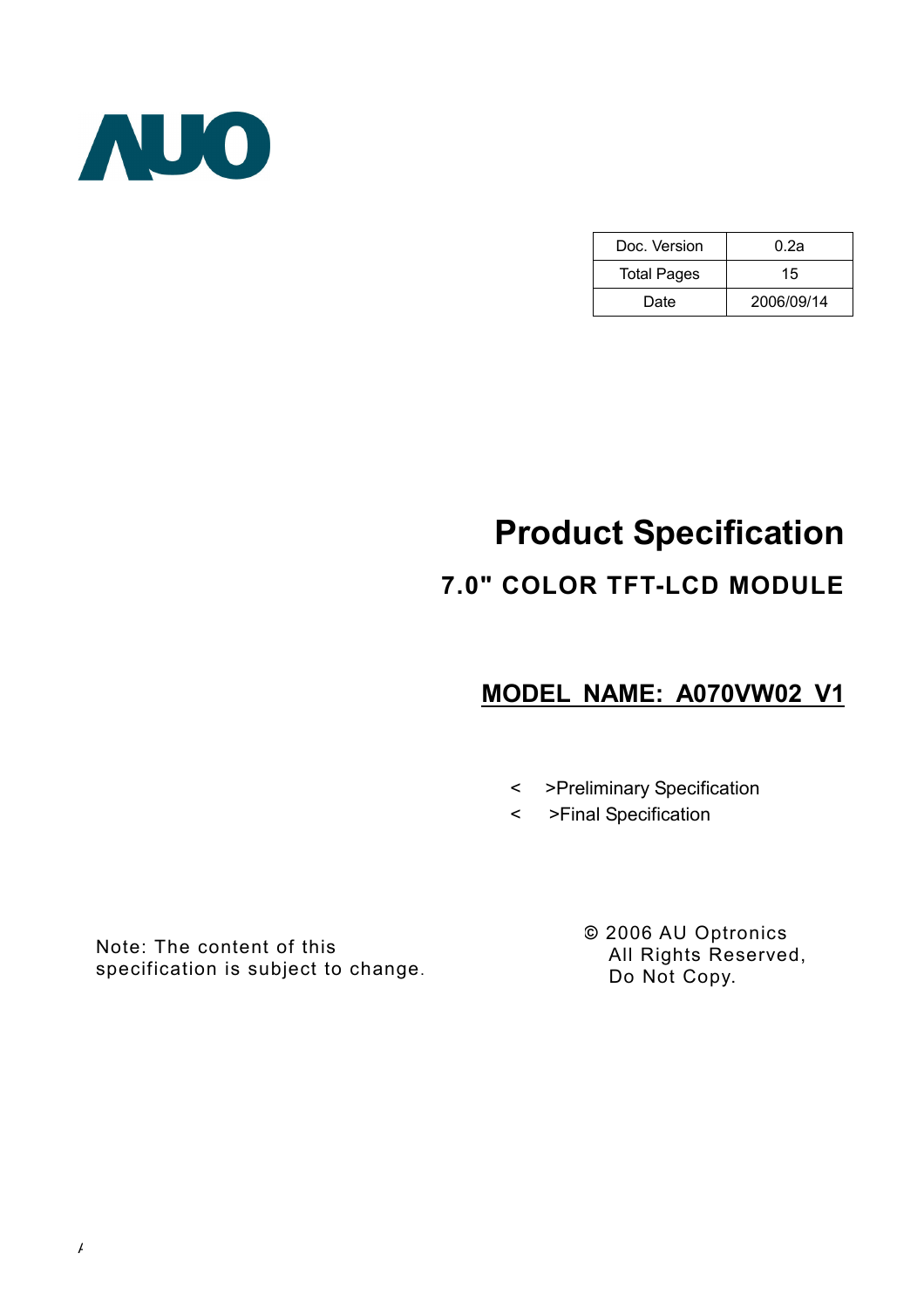AUO

| Doc. Version | 0.2a |
| --- | --- |
| Total Pages | 15 |
| Date | 2006/09/14 |

# Product Specification

## 7.0" COLOR TFT-LCD MODULE

## MODEL NAME: A070VW02 V1

< >Preliminary Specification
< >Final Specification

Note: The content of this specification is subject to change.

© 2006 AU Optronics
All Rights Reserved,
Do Not Copy.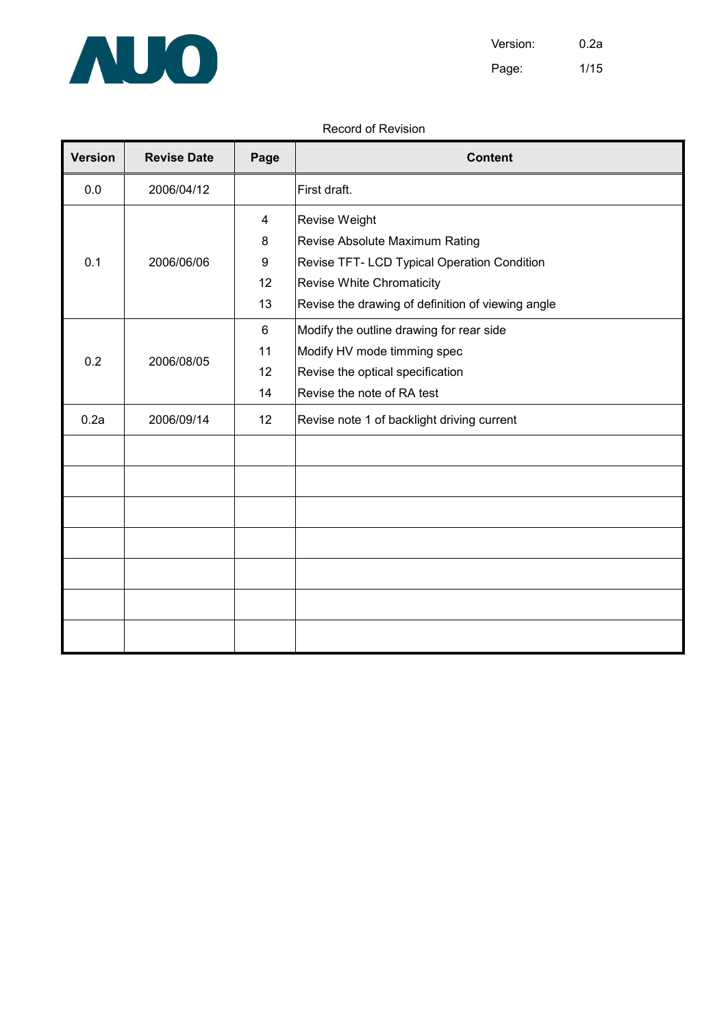Record of Revision

| Version | Revise Date | Page | Content |
|---|---|---|---|
| 0.0 | 2006/04/12 | | First draft. |
| 0.1 | 2006/06/06 | 4<br>8<br>9<br>12<br>13 | Revise Weight<br>Revise Absolute Maximum Rating<br>Revise TFT- LCD Typical Operation Condition<br>Revise White Chromaticity<br>Revise the drawing of definition of viewing angle |
| 0.2 | 2006/08/05 | 6<br>11<br>12<br>14 | Modify the outline drawing for rear side<br>Modify HV mode timming spec<br>Revise the optical specification<br>Revise the note of RA test |
| 0.2a | 2006/09/14 | 12 | Revise note 1 of backlight driving current |
| | | | |
| | | | |
| | | | |
| | | | |
| | | | |
| | | | |
| | | | |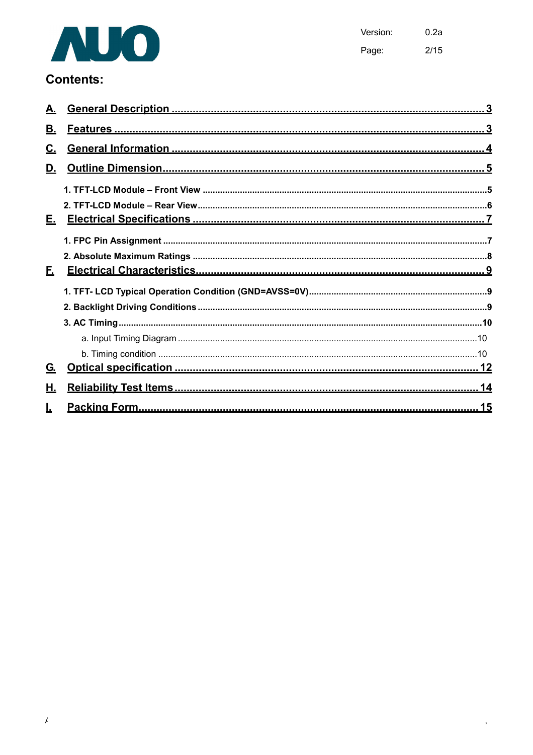## Contents:

**A. General Description ........................................................................................... 3**

**B. Features ........................................................................................................... 3**

**C. General Information ........................................................................................... 4**

**D. Outline Dimension ............................................................................................. 5**

- **1. TFT-LCD Module – Front View .............................................................................5**
- **2. TFT-LCD Module – Rear View ..............................................................................6**

**E. Electrical Specifications ...................................................................................... 7**

- **1. FPC Pin Assignment ...........................................................................................7**
- **2. Absolute Maximum Ratings .................................................................................8**

**F. Electrical Characteristics ...................................................................................... 9**

- **1. TFT- LCD Typical Operation Condition (GND=AVSS=0V) ......................................9**
- **2. Backlight Driving Conditions ...............................................................................9**
- **3. AC Timing ........................................................................................................10**
  - a. Input Timing Diagram .......................................................................................10
  - b. Timing condition ..............................................................................................10

**G. Optical specification ......................................................................................... 12**

**H. Reliability Test Items ......................................................................................... 14**

**I. Packing Form ..................................................................................................... 15**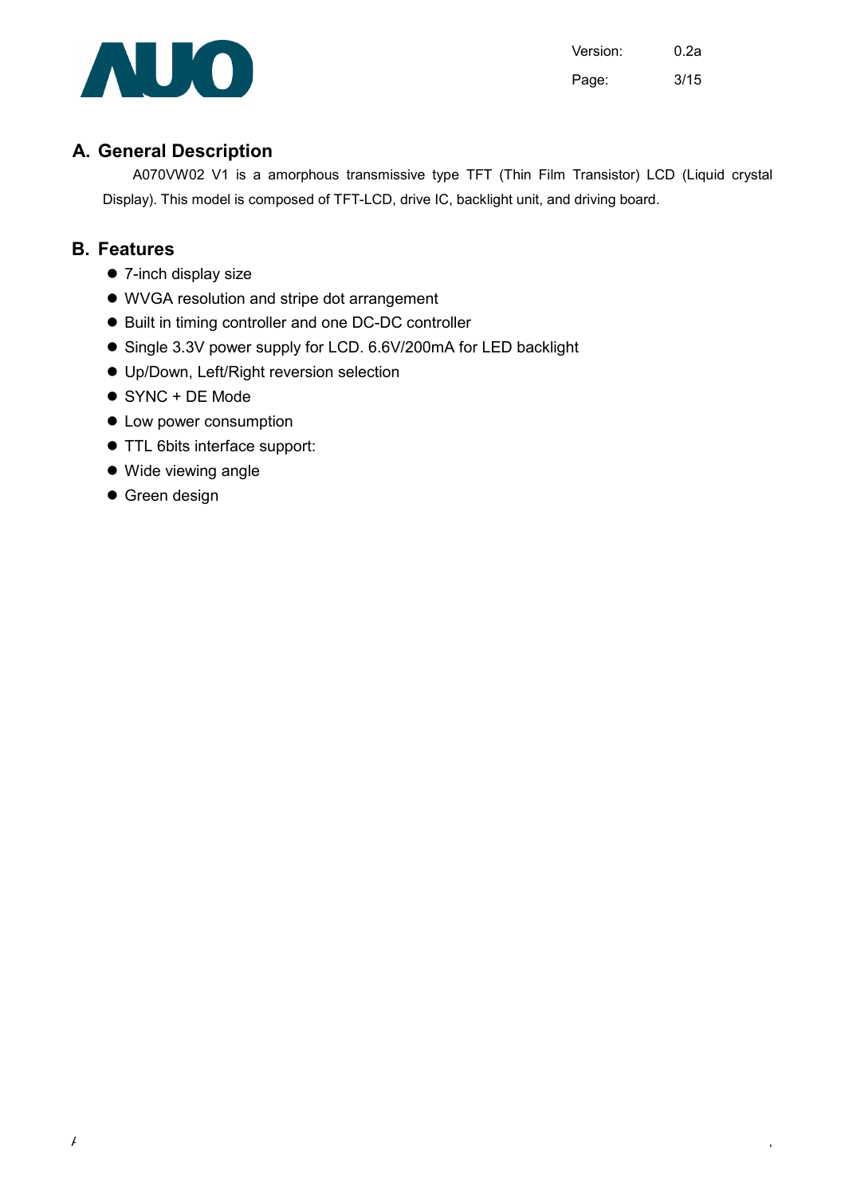## A. General Description

A070VW02 V1 is a amorphous transmissive type TFT (Thin Film Transistor) LCD (Liquid crystal Display). This model is composed of TFT-LCD, drive IC, backlight unit, and driving board.

## B. Features

- 7-inch display size
- WVGA resolution and stripe dot arrangement
- Built in timing controller and one DC-DC controller
- Single 3.3V power supply for LCD. 6.6V/200mA for LED backlight
- Up/Down, Left/Right reversion selection
- SYNC + DE Mode
- Low power consumption
- TTL 6bits interface support:
- Wide viewing angle
- Green design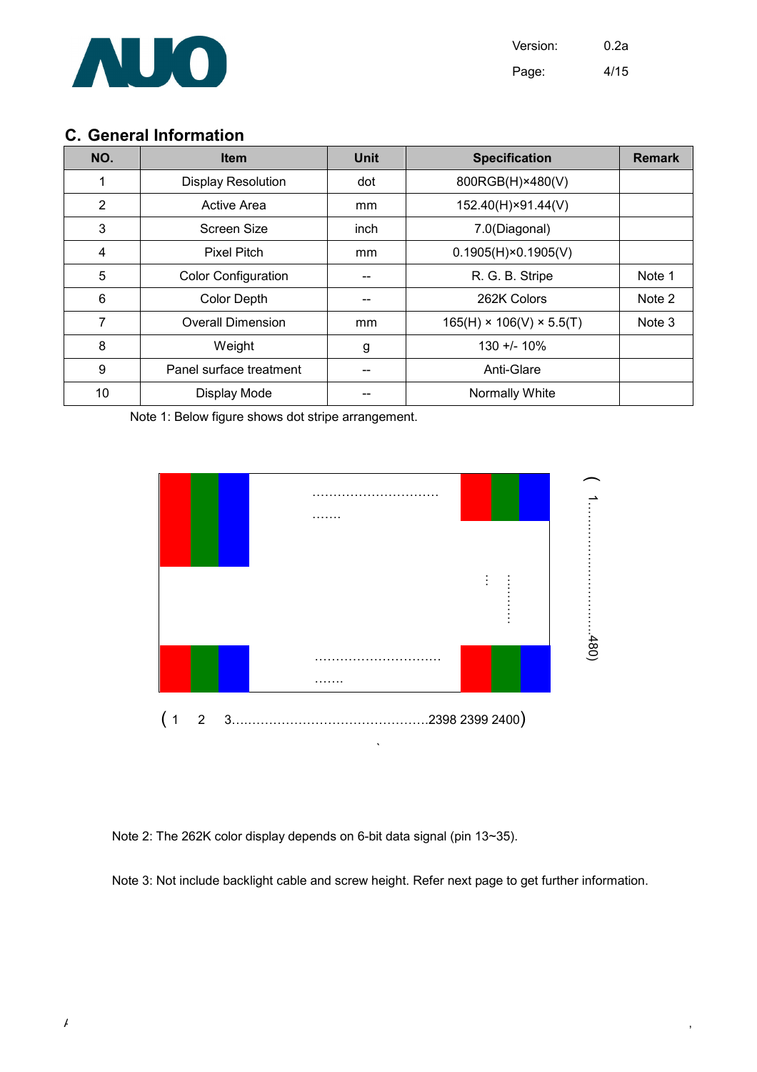## C. General Information

| NO. | Item | Unit | Specification | Remark |
|---|---|---|---|---|
| 1 | Display Resolution | dot | 800RGB(H)×480(V) | |
| 2 | Active Area | mm | 152.40(H)×91.44(V) | |
| 3 | Screen Size | inch | 7.0(Diagonal) | |
| 4 | Pixel Pitch | mm | 0.1905(H)×0.1905(V) | |
| 5 | Color Configuration | -- | R. G. B. Stripe | Note 1 |
| 6 | Color Depth | -- | 262K Colors | Note 2 |
| 7 | Overall Dimension | mm | 165(H) × 106(V) × 5.5(T) | Note 3 |
| 8 | Weight | g | 130 +/- 10% | |
| 9 | Panel surface treatment | -- | Anti-Glare | |
| 10 | Display Mode | -- | Normally White | |

Note 1: Below figure shows dot stripe arrangement.

( 1 2 3..............................................2398 2399 2400)

( 1..............................480)

Note 2: The 262K color display depends on 6-bit data signal (pin 13~35).

Note 3: Not include backlight cable and screw height. Refer next page to get further information.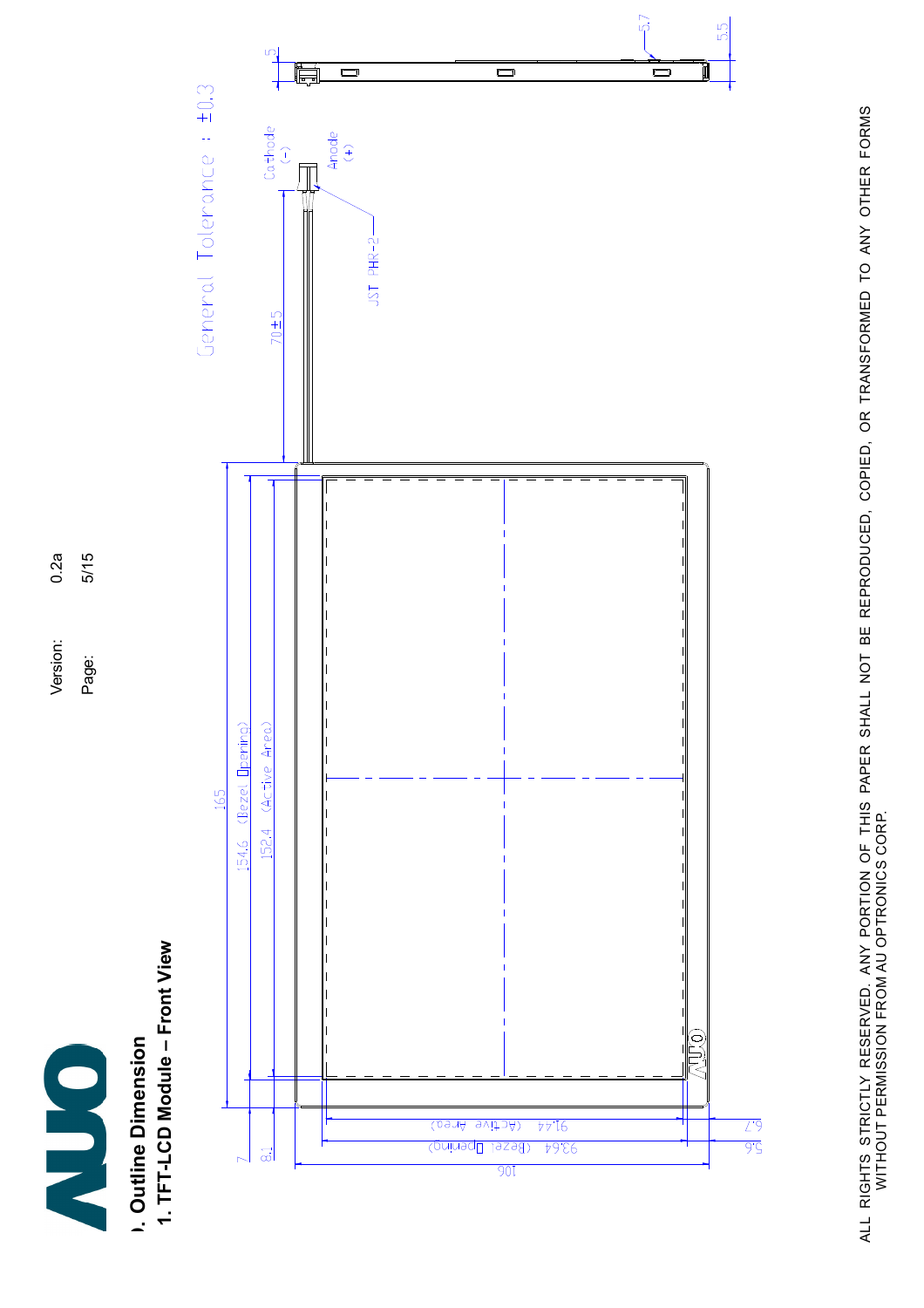## ). Outline Dimension

### 1. TFT-LCD Module – Front View

General Tolerance : ±0.3

165

154.6 (Bezel Opening)

152.4 (Active Area)

7

8.1

70±5

JST PHR-2

Cathode (-)

Anode (+)

106

93.64 (Bezel Opening)

91.44 (Active Area)

6.7

5.6

5

5.7

5.5

ALL RIGHTS STRICTLY RESERVED. ANY PORTION OF THIS PAPER SHALL NOT BE REPRODUCED, COPIED, OR TRANSFORMED TO ANY OTHER FORMS WITHOUT PERMISSION FROM AU OPTRONICS CORP.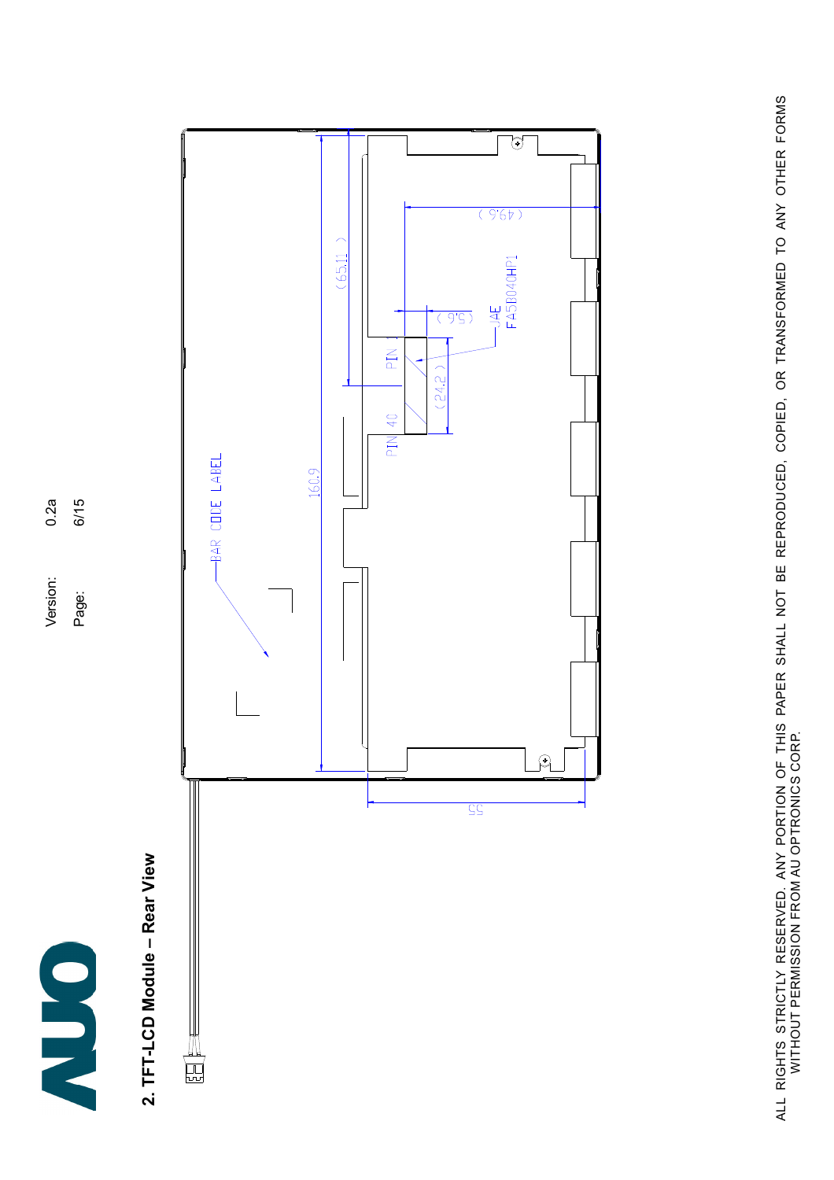## 2. TFT-LCD Module – Rear View

BAR CODE LABEL

160.9

(65.11)

(49.6)

(9.6)

(24.2)

PIN 1

PIN 40

JAE
FA5B040HP1

55

ALL RIGHTS STRICTLY RESERVED. ANY PORTION OF THIS PAPER SHALL NOT BE REPRODUCED, COPIED, OR TRANSFORMED TO ANY OTHER FORMS WITHOUT PERMISSION FROM AU OPTRONICS CORP.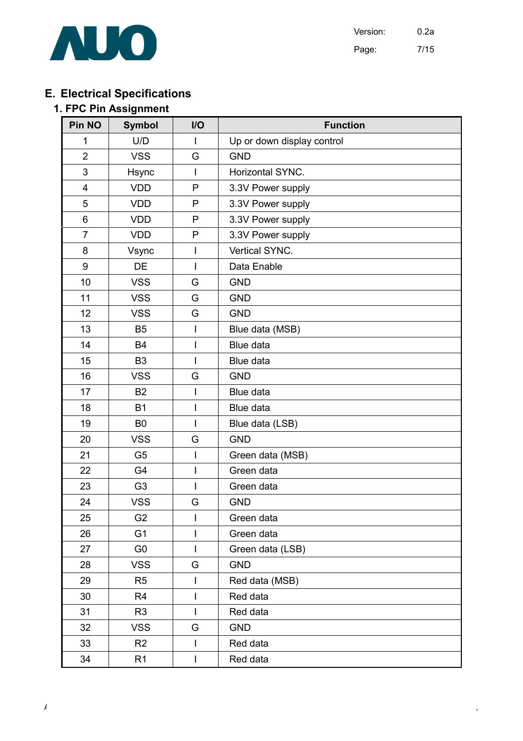## E. Electrical Specifications

### 1. FPC Pin Assignment

| Pin NO | Symbol | I/O | Function |
|---|---|---|---|
| 1 | U/D | I | Up or down display control |
| 2 | VSS | G | GND |
| 3 | Hsync | I | Horizontal SYNC. |
| 4 | VDD | P | 3.3V Power supply |
| 5 | VDD | P | 3.3V Power supply |
| 6 | VDD | P | 3.3V Power supply |
| 7 | VDD | P | 3.3V Power supply |
| 8 | Vsync | I | Vertical SYNC. |
| 9 | DE | I | Data Enable |
| 10 | VSS | G | GND |
| 11 | VSS | G | GND |
| 12 | VSS | G | GND |
| 13 | B5 | I | Blue data (MSB) |
| 14 | B4 | I | Blue data |
| 15 | B3 | I | Blue data |
| 16 | VSS | G | GND |
| 17 | B2 | I | Blue data |
| 18 | B1 | I | Blue data |
| 19 | B0 | I | Blue data (LSB) |
| 20 | VSS | G | GND |
| 21 | G5 | I | Green data (MSB) |
| 22 | G4 | I | Green data |
| 23 | G3 | I | Green data |
| 24 | VSS | G | GND |
| 25 | G2 | I | Green data |
| 26 | G1 | I | Green data |
| 27 | G0 | I | Green data (LSB) |
| 28 | VSS | G | GND |
| 29 | R5 | I | Red data (MSB) |
| 30 | R4 | I | Red data |
| 31 | R3 | I | Red data |
| 32 | VSS | G | GND |
| 33 | R2 | I | Red data |
| 34 | R1 | I | Red data |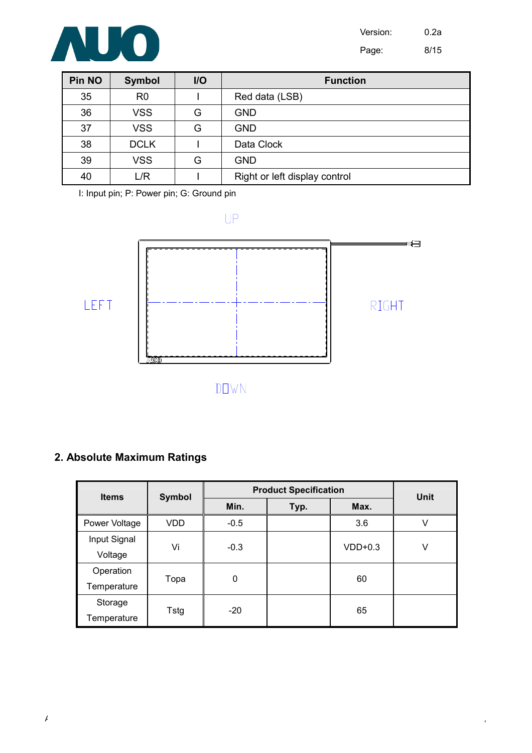| Pin NO | Symbol | I/O | Function |
|---|---|---|---|
| 35 | R0 | I | Red data (LSB) |
| 36 | VSS | G | GND |
| 37 | VSS | G | GND |
| 38 | DCLK | I | Data Clock |
| 39 | VSS | G | GND |
| 40 | L/R | I | Right or left display control |

I: Input pin; P: Power pin; G: Ground pin

UP

LEFT

RIGHT

DOWN

## 2. Absolute Maximum Ratings

| Items | Symbol | Product Specification | | | Unit |
|---|---|---|---|---|---|
| | | Min. | Typ. | Max. | |
| Power Voltage | VDD | -0.5 | | 3.6 | V |
| Input Signal Voltage | Vi | -0.3 | | VDD+0.3 | V |
| Operation Temperature | Topa | 0 | | 60 | |
| Storage Temperature | Tstg | -20 | | 65 | |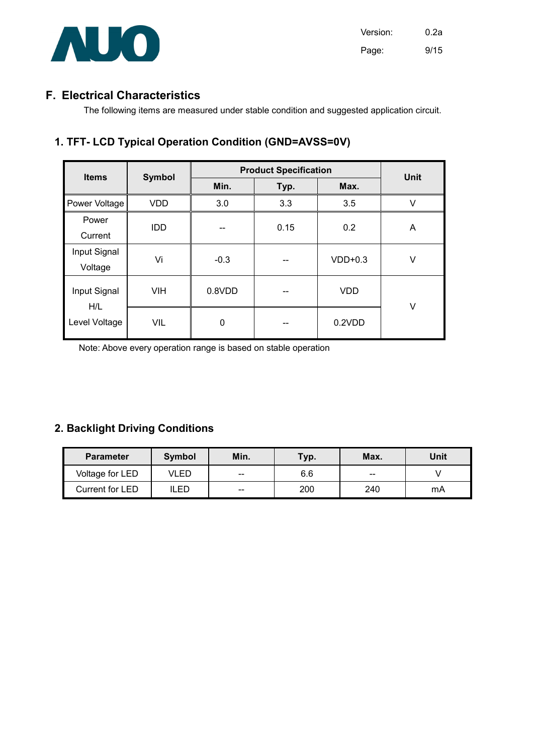## F. Electrical Characteristics

The following items are measured under stable condition and suggested application circuit.

### 1. TFT- LCD Typical Operation Condition (GND=AVSS=0V)

| Items | Symbol | Product Specification | | | Unit |
|---|---|---|---|---|---|
| | | Min. | Typ. | Max. | |
| Power Voltage | VDD | 3.0 | 3.3 | 3.5 | V |
| Power Current | IDD | -- | 0.15 | 0.2 | A |
| Input Signal Voltage | Vi | -0.3 | -- | VDD+0.3 | V |
| Input Signal H/L Level Voltage | VIH | 0.8VDD | -- | VDD | V |
| | VIL | 0 | -- | 0.2VDD | |

Note: Above every operation range is based on stable operation

### 2. Backlight Driving Conditions

| Parameter | Symbol | Min. | Typ. | Max. | Unit |
|---|---|---|---|---|---|
| Voltage for LED | VLED | -- | 6.6 | -- | V |
| Current for LED | ILED | -- | 200 | 240 | mA |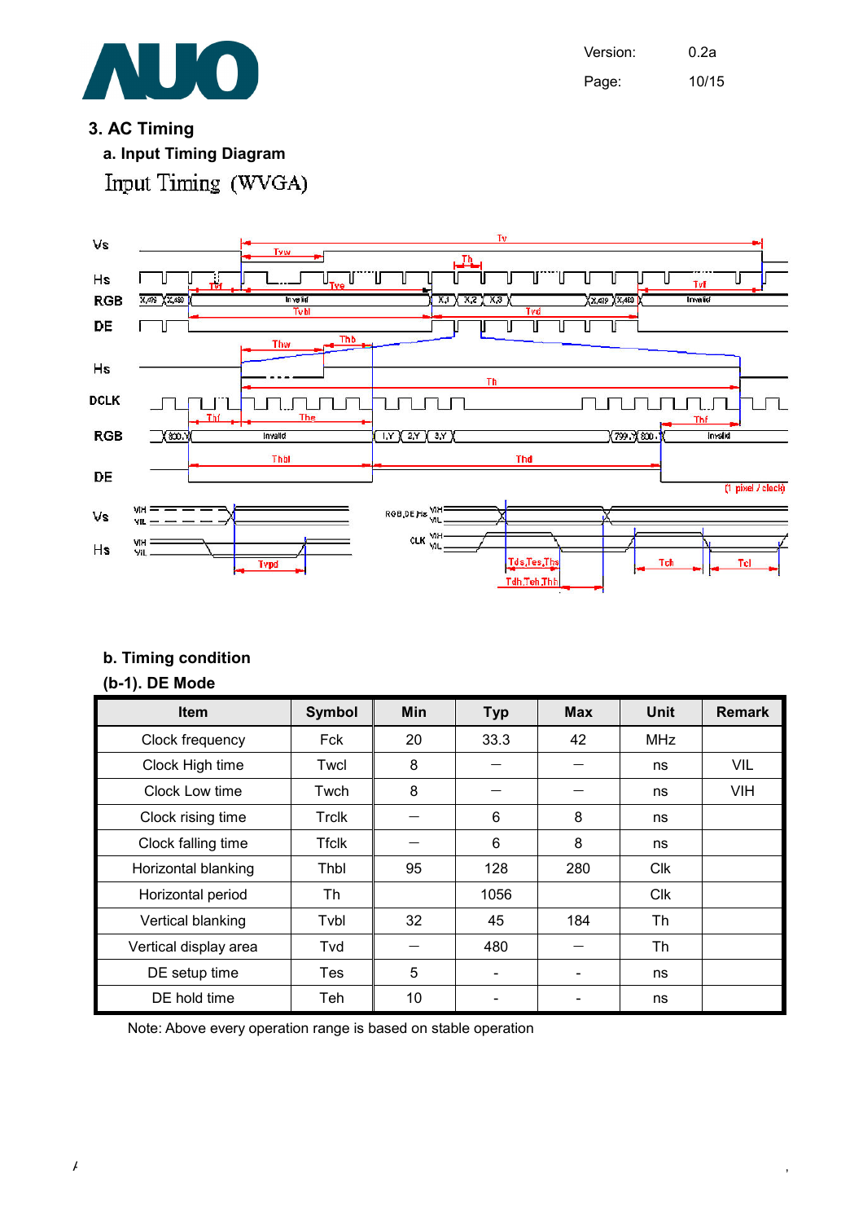## 3. AC Timing

### a. Input Timing Diagram

Input Timing (WVGA)

### b. Timing condition

### (b-1). DE Mode

| Item | Symbol | Min | Typ | Max | Unit | Remark |
|---|---|---|---|---|---|---|
| Clock frequency | Fck | 20 | 33.3 | 42 | MHz | |
| Clock High time | Twcl | 8 | — | — | ns | VIL |
| Clock Low time | Twch | 8 | — | — | ns | VIH |
| Clock rising time | Trclk | — | 6 | 8 | ns | |
| Clock falling time | Tfclk | — | 6 | 8 | ns | |
| Horizontal blanking | Thbl | 95 | 128 | 280 | Clk | |
| Horizontal period | Th | | 1056 | | Clk | |
| Vertical blanking | Tvbl | 32 | 45 | 184 | Th | |
| Vertical display area | Tvd | — | 480 | — | Th | |
| DE setup time | Tes | 5 | - | - | ns | |
| DE hold time | Teh | 10 | - | - | ns | |

Note: Above every operation range is based on stable operation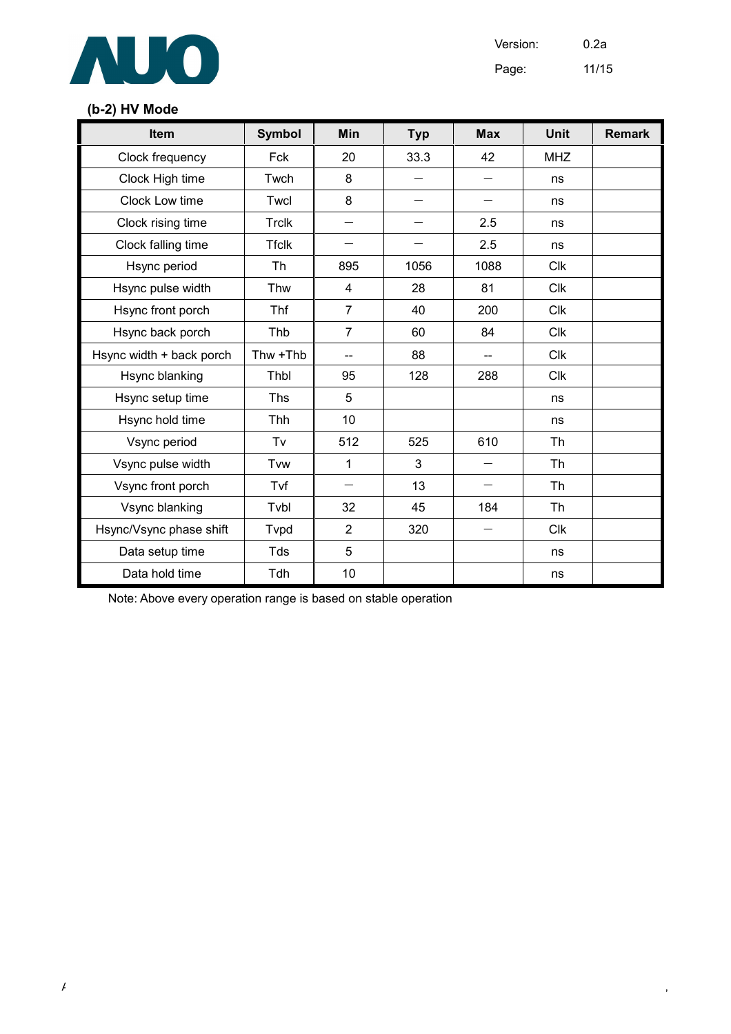### (b-2) HV Mode

| Item | Symbol | Min | Typ | Max | Unit | Remark |
|---|---|---|---|---|---|---|
| Clock frequency | Fck | 20 | 33.3 | 42 | MHZ | |
| Clock High time | Twch | 8 | — | — | ns | |
| Clock Low time | Twcl | 8 | — | — | ns | |
| Clock rising time | Trclk | — | — | 2.5 | ns | |
| Clock falling time | Tfclk | — | — | 2.5 | ns | |
| Hsync period | Th | 895 | 1056 | 1088 | Clk | |
| Hsync pulse width | Thw | 4 | 28 | 81 | Clk | |
| Hsync front porch | Thf | 7 | 40 | 200 | Clk | |
| Hsync back porch | Thb | 7 | 60 | 84 | Clk | |
| Hsync width + back porch | Thw +Thb | -- | 88 | -- | Clk | |
| Hsync blanking | Thbl | 95 | 128 | 288 | Clk | |
| Hsync setup time | Ths | 5 | | | ns | |
| Hsync hold time | Thh | 10 | | | ns | |
| Vsync period | Tv | 512 | 525 | 610 | Th | |
| Vsync pulse width | Tvw | 1 | 3 | — | Th | |
| Vsync front porch | Tvf | — | 13 | — | Th | |
| Vsync blanking | Tvbl | 32 | 45 | 184 | Th | |
| Hsync/Vsync phase shift | Tvpd | 2 | 320 | — | Clk | |
| Data setup time | Tds | 5 | | | ns | |
| Data hold time | Tdh | 10 | | | ns | |

Note: Above every operation range is based on stable operation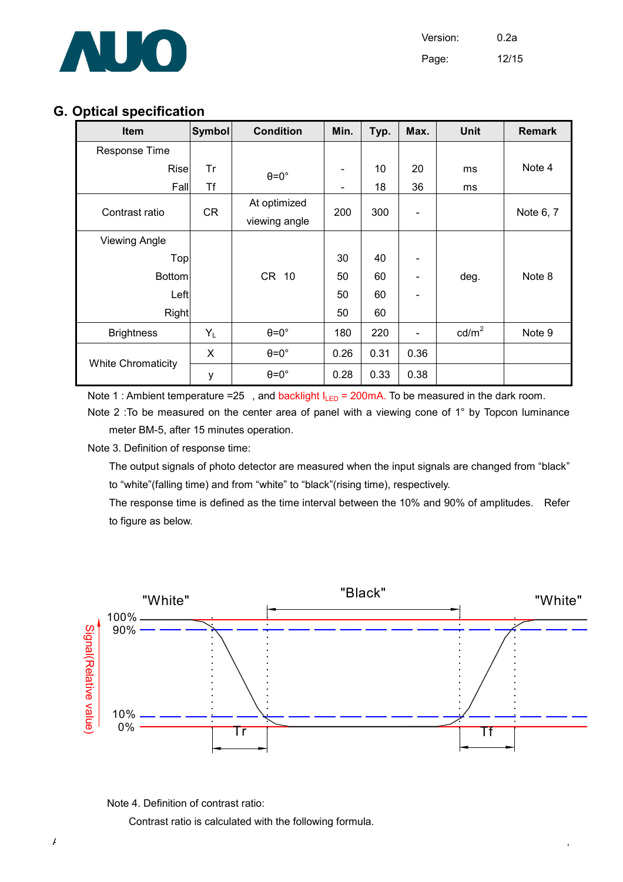## G. Optical specification

| Item | Symbol | Condition | Min. | Typ. | Max. | Unit | Remark |
|---|---|---|---|---|---|---|---|
| Response Time | | | | | | | |
| Rise | Tr | θ=0° | - | 10 | 20 | ms | Note 4 |
| Fall | Tf | | - | 18 | 36 | ms | |
| Contrast ratio | CR | At optimized viewing angle | 200 | 300 | - | | Note 6, 7 |
| Viewing Angle | | | | | | | |
| Top | | CR 10 | 30 | 40 | - | deg. | Note 8 |
| Bottom | | | 50 | 60 | - | | |
| Left | | | 50 | 60 | - | | |
| Right | | | 50 | 60 | | | |
| Brightness | $Y_L$ | θ=0° | 180 | 220 | - | cd/m$^2$ | Note 9 |
| White Chromaticity | X | θ=0° | 0.26 | 0.31 | 0.36 | | |
| | y | θ=0° | 0.28 | 0.33 | 0.38 | | |

Note 1 : Ambient temperature =25 , and backlight $I_{LED}$ = 200mA. To be measured in the dark room.

Note 2 :To be measured on the center area of panel with a viewing cone of 1° by Topcon luminance meter BM-5, after 15 minutes operation.

Note 3. Definition of response time:

The output signals of photo detector are measured when the input signals are changed from "black" to "white"(falling time) and from "white" to "black"(rising time), respectively.

The response time is defined as the time interval between the 10% and 90% of amplitudes. Refer to figure as below.

Note 4. Definition of contrast ratio:

Contrast ratio is calculated with the following formula.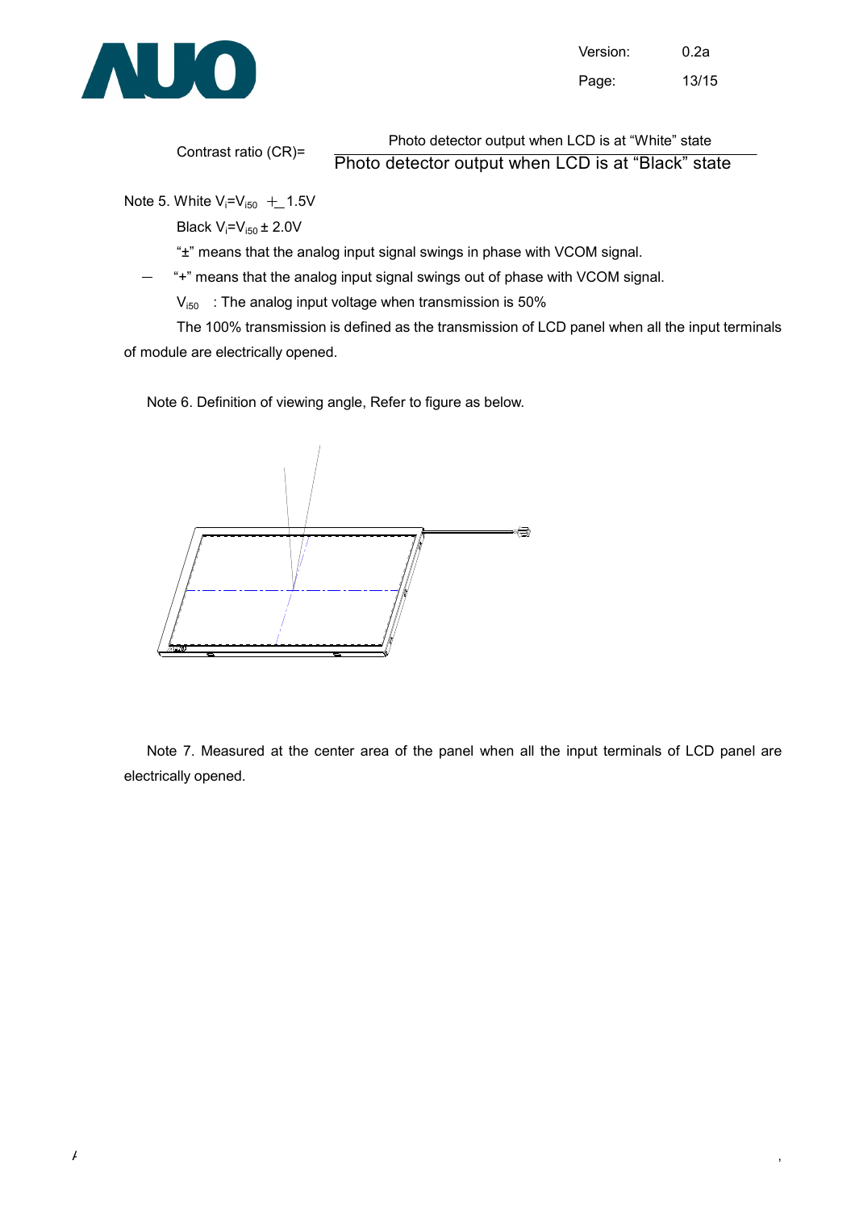$$\text{Contrast ratio (CR)} = \frac{\text{Photo detector output when LCD is at "White" state}}{\text{Photo detector output when LCD is at "Black" state}}$$

Note 5. White $V_i = V_{i50} \pm 1.5V$

Black $V_i = V_{i50} \pm 2.0V$

"±" means that the analog input signal swings in phase with VCOM signal.

"+" means that the analog input signal swings out of phase with VCOM signal.

$V_{i50}$ : The analog input voltage when transmission is 50%

The 100% transmission is defined as the transmission of LCD panel when all the input terminals of module are electrically opened.

Note 6. Definition of viewing angle, Refer to figure as below.

Note 7. Measured at the center area of the panel when all the input terminals of LCD panel are electrically opened.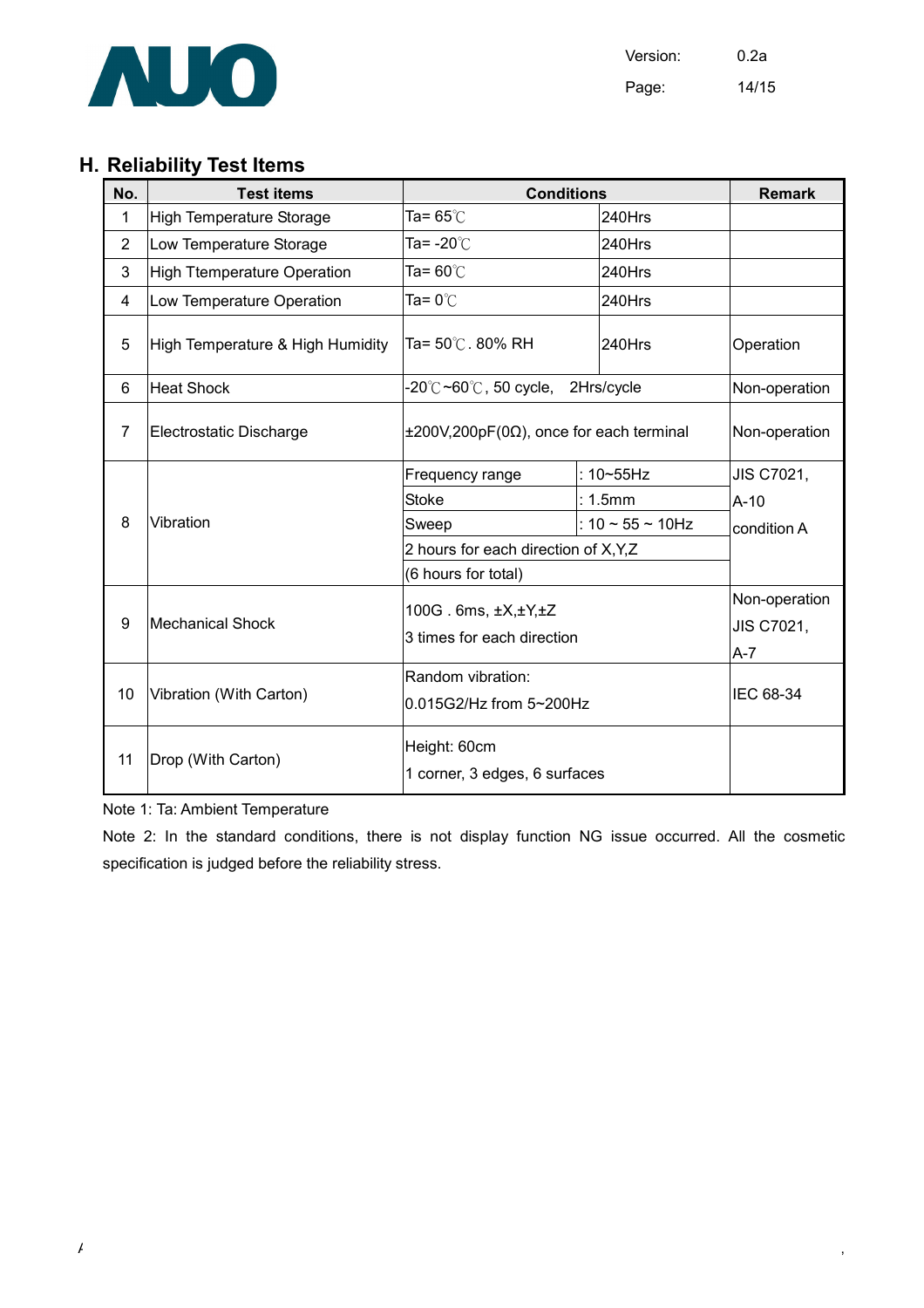## H. Reliability Test Items

| No. | Test items | Conditions | | Remark |
|---|---|---|---|---|
| 1 | High Temperature Storage | Ta= 65℃ | 240Hrs | |
| 2 | Low Temperature Storage | Ta= -20℃ | 240Hrs | |
| 3 | High Ttemperature Operation | Ta= 60℃ | 240Hrs | |
| 4 | Low Temperature Operation | Ta= 0℃ | 240Hrs | |
| 5 | High Temperature & High Humidity | Ta= 50℃. 80% RH | 240Hrs | Operation |
| 6 | Heat Shock | -20℃~60℃, 50 cycle, 2Hrs/cycle | | Non-operation |
| 7 | Electrostatic Discharge | ±200V,200pF(0Ω), once for each terminal | | Non-operation |
| 8 | Vibration | Frequency range | : 10~55Hz | JIS C7021, A-10 condition A |
| | | Stoke | : 1.5mm | |
| | | Sweep | : 10 ~ 55 ~ 10Hz | |
| | | 2 hours for each direction of X,Y,Z | | |
| | | (6 hours for total) | | |
| 9 | Mechanical Shock | 100G . 6ms, ±X,±Y,±Z<br>3 times for each direction | | Non-operation<br>JIS C7021, A-7 |
| 10 | Vibration (With Carton) | Random vibration:<br>0.015G2/Hz from 5~200Hz | | IEC 68-34 |
| 11 | Drop (With Carton) | Height: 60cm<br>1 corner, 3 edges, 6 surfaces | | |

Note 1: Ta: Ambient Temperature

Note 2: In the standard conditions, there is not display function NG issue occurred. All the cosmetic specification is judged before the reliability stress.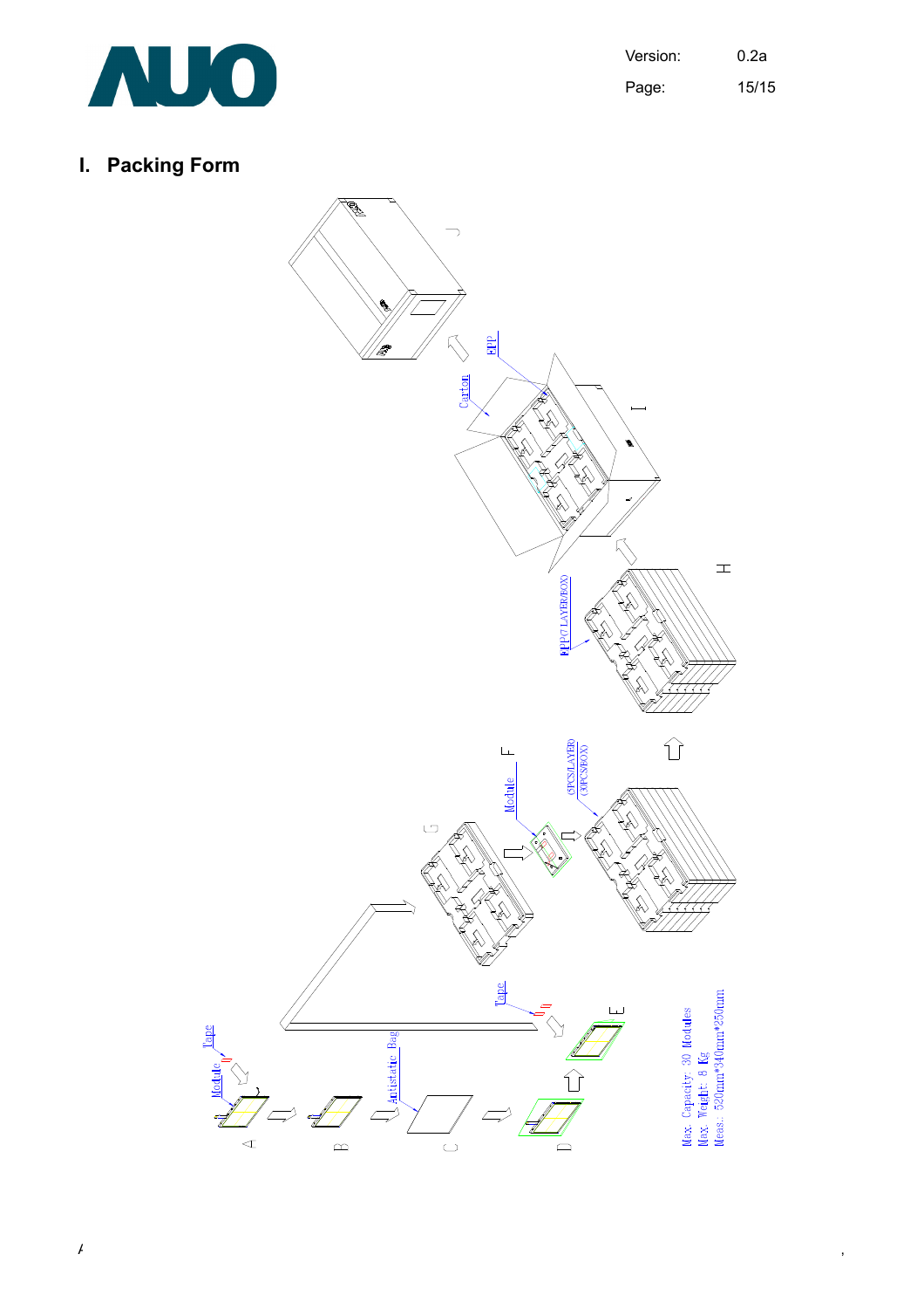# I. Packing Form

Module

Tape

A

B

Antistatic Bag

C

D

Tape

E

G

Module

F

(5PCS/LAYER)
(30PCS/BOX)

EPP(7 LAYER/BOX)

H

Carton

EPP

I

J

Max. Capacity: 30 Modules
Max. Weight: 8 Kg
Meas.: 520mm*340mm*250mm